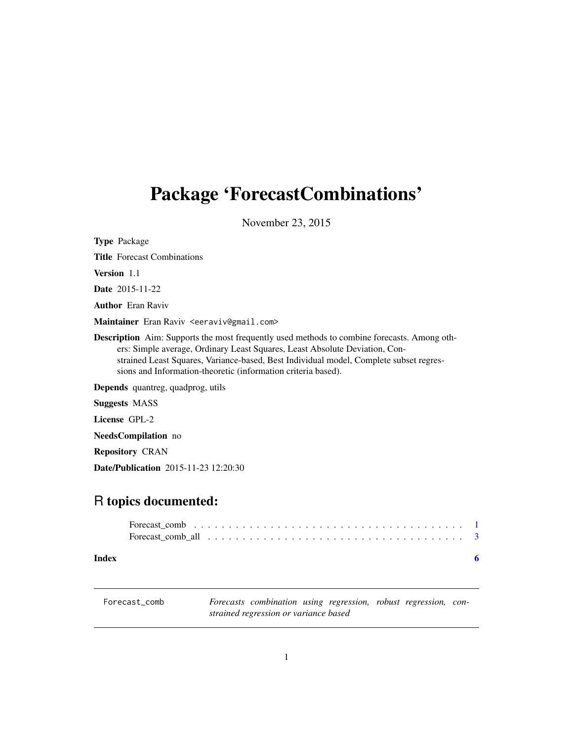# Package 'ForecastCombinations'

November 23, 2015

**Type** Package

**Title** Forecast Combinations

**Version** 1.1

**Date** 2015-11-22

**Author** Eran Raviv

**Maintainer** Eran Raviv <eeraviv@gmail.com>

**Description** Aim: Supports the most frequently used methods to combine forecasts. Among others: Simple average, Ordinary Least Squares, Least Absolute Deviation, Constrained Least Squares, Variance-based, Best Individual model, Complete subset regressions and Information-theoretic (information criteria based).

**Depends** quantreg, quadprog, utils

**Suggests** MASS

**License** GPL-2

**NeedsCompilation** no

**Repository** CRAN

**Date/Publication** 2015-11-23 12:20:30

## R topics documented:

Forecast_comb . . . . . . . . . . . . . . . . . . . . . . . . . . . . . . . . . . . . . . . 1
Forecast_comb_all . . . . . . . . . . . . . . . . . . . . . . . . . . . . . . . . . . . . . 3

**Index** 6

---

Forecast_comb *Forecasts combination using regression, robust regression, constrained regression or variance based*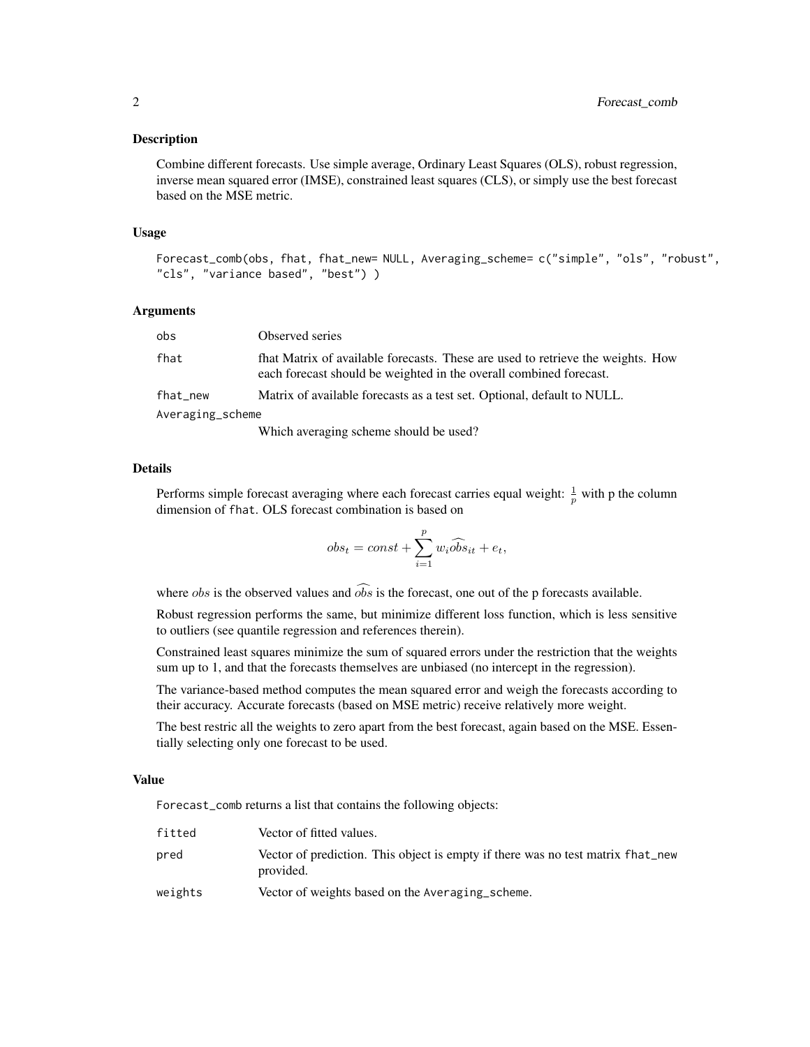### Description

Combine different forecasts. Use simple average, Ordinary Least Squares (OLS), robust regression, inverse mean squared error (IMSE), constrained least squares (CLS), or simply use the best forecast based on the MSE metric.

### Usage

```
Forecast_comb(obs, fhat, fhat_new= NULL, Averaging_scheme= c("simple", "ols", "robust",
"cls", "variance based", "best") )
```

### Arguments

| | |
|---|---|
| obs | Observed series |
| fhat | fhat Matrix of available forecasts. These are used to retrieve the weights. How each forecast should be weighted in the overall combined forecast. |
| fhat_new | Matrix of available forecasts as a test set. Optional, default to NULL. |
| Averaging_scheme | Which averaging scheme should be used? |

### Details

Performs simple forecast averaging where each forecast carries equal weight: $\frac{1}{p}$ with p the column dimension of fhat. OLS forecast combination is based on

$$obs_t = const + \sum_{i=1}^{p} w_i \widehat{obs}_{it} + e_t,$$

where $obs$ is the observed values and $\widehat{obs}$ is the forecast, one out of the p forecasts available.

Robust regression performs the same, but minimize different loss function, which is less sensitive to outliers (see quantile regression and references therein).

Constrained least squares minimize the sum of squared errors under the restriction that the weights sum up to 1, and that the forecasts themselves are unbiased (no intercept in the regression).

The variance-based method computes the mean squared error and weigh the forecasts according to their accuracy. Accurate forecasts (based on MSE metric) receive relatively more weight.

The best restric all the weights to zero apart from the best forecast, again based on the MSE. Essentially selecting only one forecast to be used.

### Value

Forecast_comb returns a list that contains the following objects:

| | |
|---|---|
| fitted | Vector of fitted values. |
| pred | Vector of prediction. This object is empty if there was no test matrix fhat_new provided. |
| weights | Vector of weights based on the Averaging_scheme. |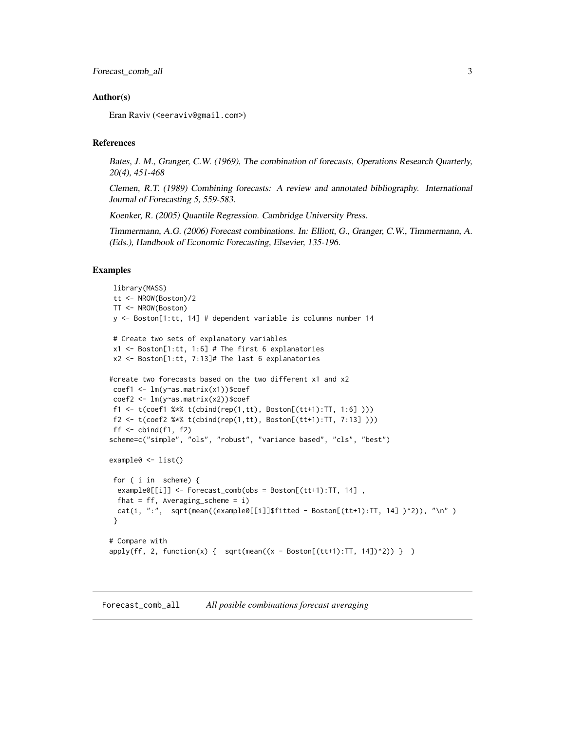## Author(s)

Eran Raviv (<eeraviv@gmail.com>)

## References

*Bates, J. M., Granger, C.W. (1969), The combination of forecasts, Operations Research Quarterly, 20(4), 451-468*

*Clemen, R.T. (1989) Combining forecasts: A review and annotated bibliography. International Journal of Forecasting 5, 559-583.*

*Koenker, R. (2005) Quantile Regression. Cambridge University Press.*

*Timmermann, A.G. (2006) Forecast combinations. In: Elliott, G., Granger, C.W., Timmermann, A. (Eds.), Handbook of Economic Forecasting, Elsevier, 135-196.*

## Examples

```
 library(MASS)
 tt <- NROW(Boston)/2
 TT <- NROW(Boston)
 y <- Boston[1:tt, 14] # dependent variable is columns number 14

 # Create two sets of explanatory variables
 x1 <- Boston[1:tt, 1:6] # The first 6 explanatories
 x2 <- Boston[1:tt, 7:13]# The last 6 explanatories

#create two forecasts based on the two different x1 and x2
 coef1 <- lm(y~as.matrix(x1))$coef
 coef2 <- lm(y~as.matrix(x2))$coef
 f1 <- t(coef1 %*% t(cbind(rep(1,tt), Boston[(tt+1):TT, 1:6] )))
 f2 <- t(coef2 %*% t(cbind(rep(1,tt), Boston[(tt+1):TT, 7:13] )))
 ff <- cbind(f1, f2)
scheme=c("simple", "ols", "robust", "variance based", "cls", "best")

example0 <- list()

 for ( i in  scheme) {
  example0[[i]] <- Forecast_comb(obs = Boston[(tt+1):TT, 14] ,
  fhat = ff, Averaging_scheme = i)
  cat(i, ":",  sqrt(mean((example0[[i]]$fitted - Boston[(tt+1):TT, 14] )^2)), "\n" )
 }

# Compare with
apply(ff, 2, function(x) {  sqrt(mean((x - Boston[(tt+1):TT, 14])^2)) }  )
```

---

`Forecast_comb_all` *All posible combinations forecast averaging*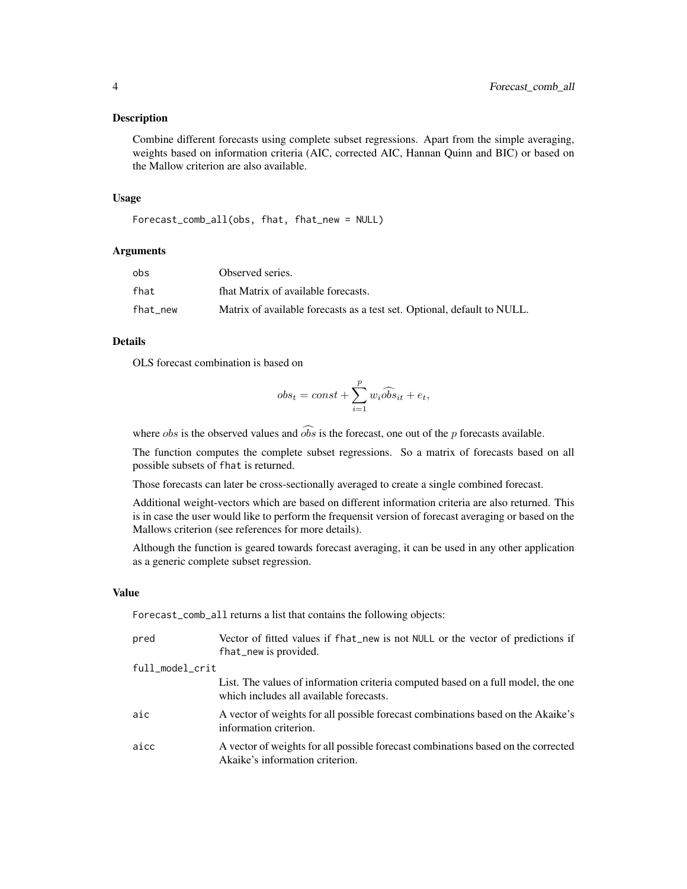## Description

Combine different forecasts using complete subset regressions. Apart from the simple averaging, weights based on information criteria (AIC, corrected AIC, Hannan Quinn and BIC) or based on the Mallow criterion are also available.

## Usage

```
Forecast_comb_all(obs, fhat, fhat_new = NULL)
```

## Arguments

| | |
|---|---|
| `obs` | Observed series. |
| `fhat` | fhat Matrix of available forecasts. |
| `fhat_new` | Matrix of available forecasts as a test set. Optional, default to NULL. |

## Details

OLS forecast combination is based on

$$obs_t = const + \sum_{i=1}^{p} w_i \widehat{obs}_{it} + e_t,$$

where $obs$ is the observed values and $\widehat{obs}$ is the forecast, one out of the $p$ forecasts available.

The function computes the complete subset regressions. So a matrix of forecasts based on all possible subsets of `fhat` is returned.

Those forecasts can later be cross-sectionally averaged to create a single combined forecast.

Additional weight-vectors which are based on different information criteria are also returned. This is in case the user would like to perform the frequensit version of forecast averaging or based on the Mallows criterion (see references for more details).

Although the function is geared towards forecast averaging, it can be used in any other application as a generic complete subset regression.

## Value

`Forecast_comb_all` returns a list that contains the following objects:

| | |
|---|---|
| `pred` | Vector of fitted values if `fhat_new` is not `NULL` or the vector of predictions if `fhat_new` is provided. |
| `full_model_crit` | List. The values of information criteria computed based on a full model, the one which includes all available forecasts. |
| `aic` | A vector of weights for all possible forecast combinations based on the Akaike's information criterion. |
| `aicc` | A vector of weights for all possible forecast combinations based on the corrected Akaike's information criterion. |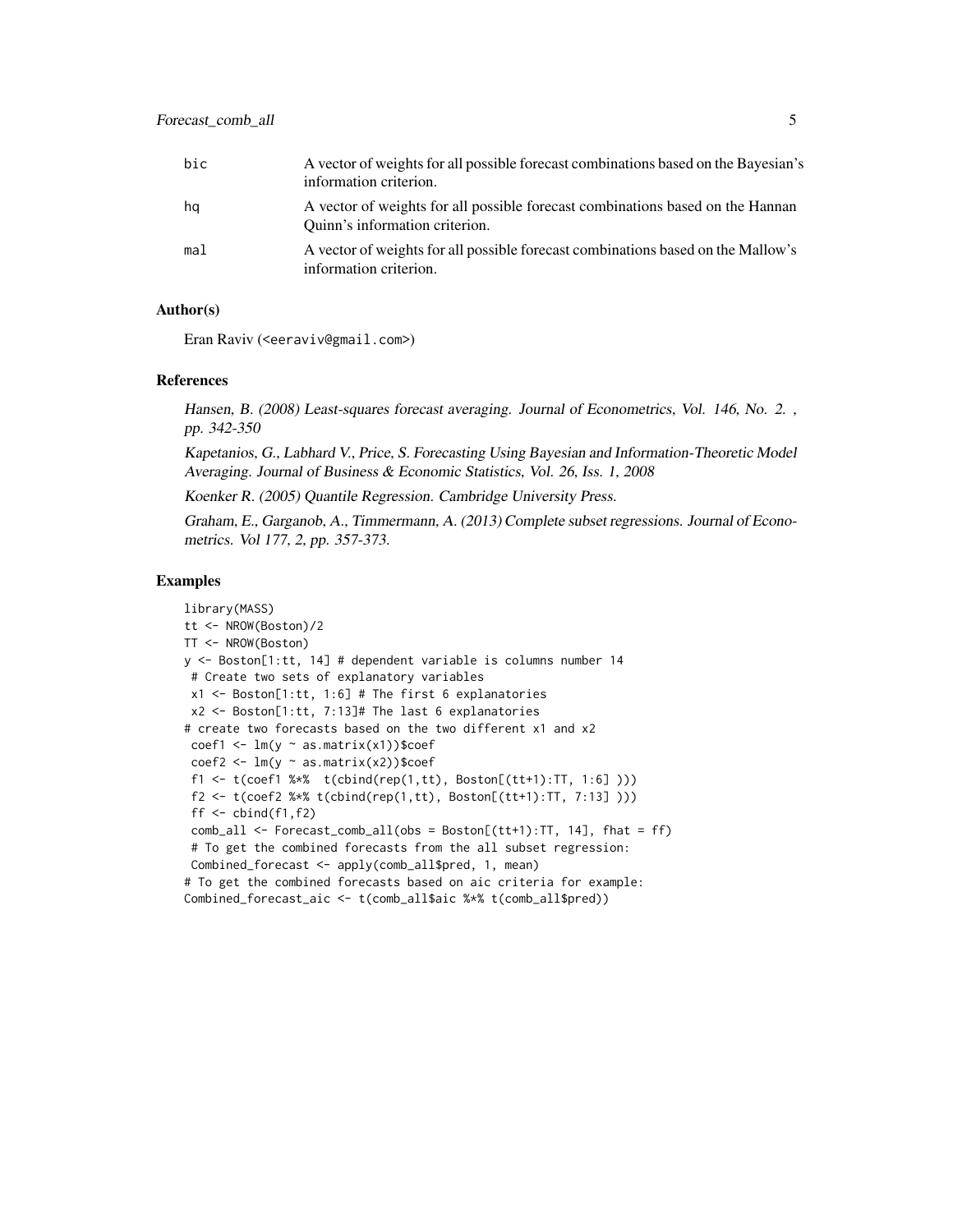| | |
|---|---|
| bic | A vector of weights for all possible forecast combinations based on the Bayesian's information criterion. |
| hq | A vector of weights for all possible forecast combinations based on the Hannan Quinn's information criterion. |
| mal | A vector of weights for all possible forecast combinations based on the Mallow's information criterion. |

### Author(s)

Eran Raviv (<eeraviv@gmail.com>)

### References

*Hansen, B. (2008) Least-squares forecast averaging. Journal of Econometrics, Vol. 146, No. 2. , pp. 342-350*

*Kapetanios, G., Labhard V., Price, S. Forecasting Using Bayesian and Information-Theoretic Model Averaging. Journal of Business & Economic Statistics, Vol. 26, Iss. 1, 2008*

*Koenker R. (2005) Quantile Regression. Cambridge University Press.*

*Graham, E., Garganob, A., Timmermann, A. (2013) Complete subset regressions. Journal of Econometrics. Vol 177, 2, pp. 357-373.*

### Examples

```
library(MASS)
tt <- NROW(Boston)/2
TT <- NROW(Boston)
y <- Boston[1:tt, 14] # dependent variable is columns number 14
 # Create two sets of explanatory variables
 x1 <- Boston[1:tt, 1:6] # The first 6 explanatories
 x2 <- Boston[1:tt, 7:13]# The last 6 explanatories
# create two forecasts based on the two different x1 and x2
 coef1 <- lm(y ~ as.matrix(x1))$coef
 coef2 <- lm(y ~ as.matrix(x2))$coef
 f1 <- t(coef1 %*%  t(cbind(rep(1,tt), Boston[(tt+1):TT, 1:6] )))
 f2 <- t(coef2 %*% t(cbind(rep(1,tt), Boston[(tt+1):TT, 7:13] )))
 ff <- cbind(f1,f2)
 comb_all <- Forecast_comb_all(obs = Boston[(tt+1):TT, 14], fhat = ff)
 # To get the combined forecasts from the all subset regression:
 Combined_forecast <- apply(comb_all$pred, 1, mean)
# To get the combined forecasts based on aic criteria for example:
Combined_forecast_aic <- t(comb_all$aic %*% t(comb_all$pred))
```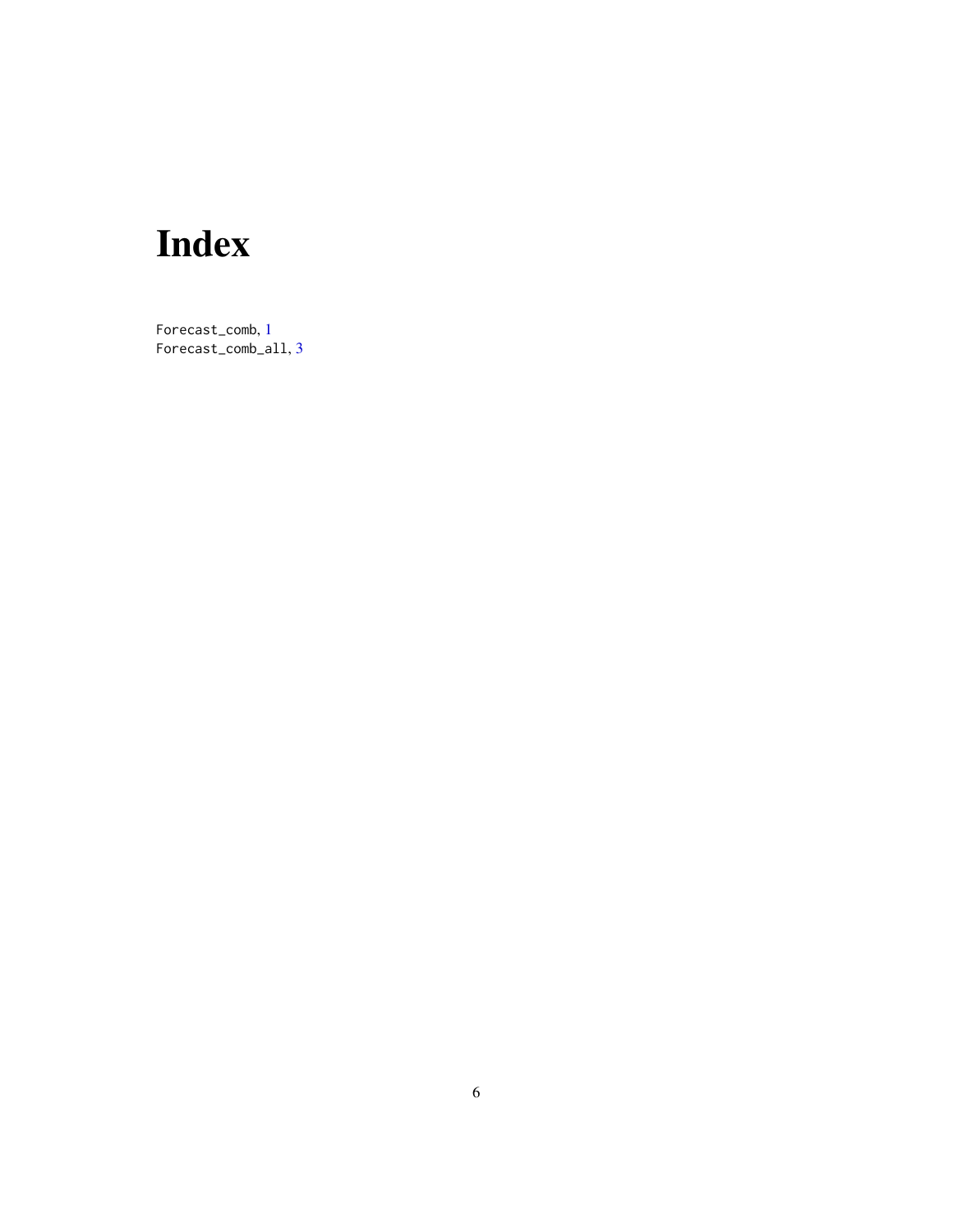# Index

Forecast_comb, 1
Forecast_comb_all, 3